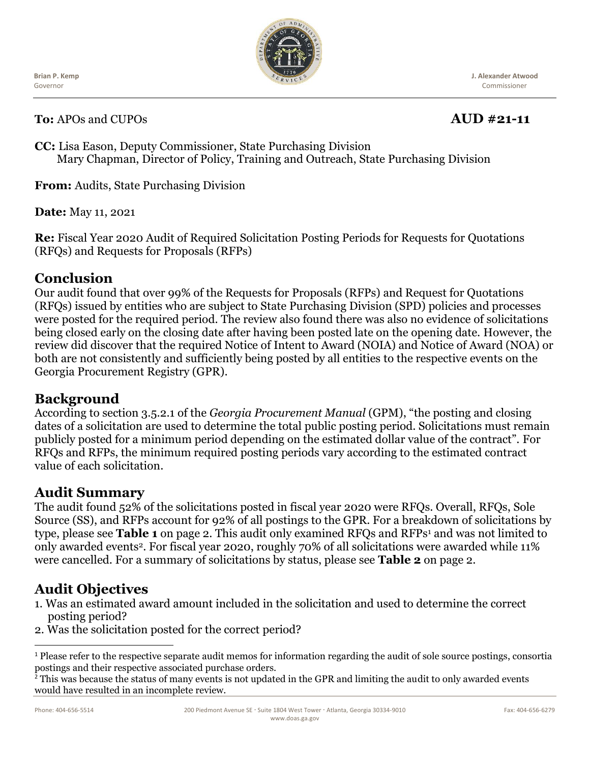Brian P. Kemp
Governor

J. Alexander Atwood
Commissioner

**To:** APOs and CUPOs **AUD #21-11**

**CC:** Lisa Eason, Deputy Commissioner, State Purchasing Division
Mary Chapman, Director of Policy, Training and Outreach, State Purchasing Division

**From:** Audits, State Purchasing Division

**Date:** May 11, 2021

**Re:** Fiscal Year 2020 Audit of Required Solicitation Posting Periods for Requests for Quotations (RFQs) and Requests for Proposals (RFPs)

## Conclusion

Our audit found that over 99% of the Requests for Proposals (RFPs) and Request for Quotations (RFQs) issued by entities who are subject to State Purchasing Division (SPD) policies and processes were posted for the required period. The review also found there was also no evidence of solicitations being closed early on the closing date after having been posted late on the opening date. However, the review did discover that the required Notice of Intent to Award (NOIA) and Notice of Award (NOA) or both are not consistently and sufficiently being posted by all entities to the respective events on the Georgia Procurement Registry (GPR).

## Background

According to section 3.5.2.1 of the *Georgia Procurement Manual* (GPM), "the posting and closing dates of a solicitation are used to determine the total public posting period. Solicitations must remain publicly posted for a minimum period depending on the estimated dollar value of the contract". For RFQs and RFPs, the minimum required posting periods vary according to the estimated contract value of each solicitation.

## Audit Summary

The audit found 52% of the solicitations posted in fiscal year 2020 were RFQs. Overall, RFQs, Sole Source (SS), and RFPs account for 92% of all postings to the GPR. For a breakdown of solicitations by type, please see **Table 1** on page 2. This audit only examined RFQs and RFPs[1] and was not limited to only awarded events[2]. For fiscal year 2020, roughly 70% of all solicitations were awarded while 11% were cancelled. For a summary of solicitations by status, please see **Table 2** on page 2.

## Audit Objectives

1. Was an estimated award amount included in the solicitation and used to determine the correct posting period?
2. Was the solicitation posted for the correct period?

[1] Please refer to the respective separate audit memos for information regarding the audit of sole source postings, consortia postings and their respective associated purchase orders.

[2] This was because the status of many events is not updated in the GPR and limiting the audit to only awarded events would have resulted in an incomplete review.

Phone: 404-656-5514 · 200 Piedmont Avenue SE · Suite 1804 West Tower · Atlanta, Georgia 30334-9010 · Fax: 404-656-6279
www.doas.ga.gov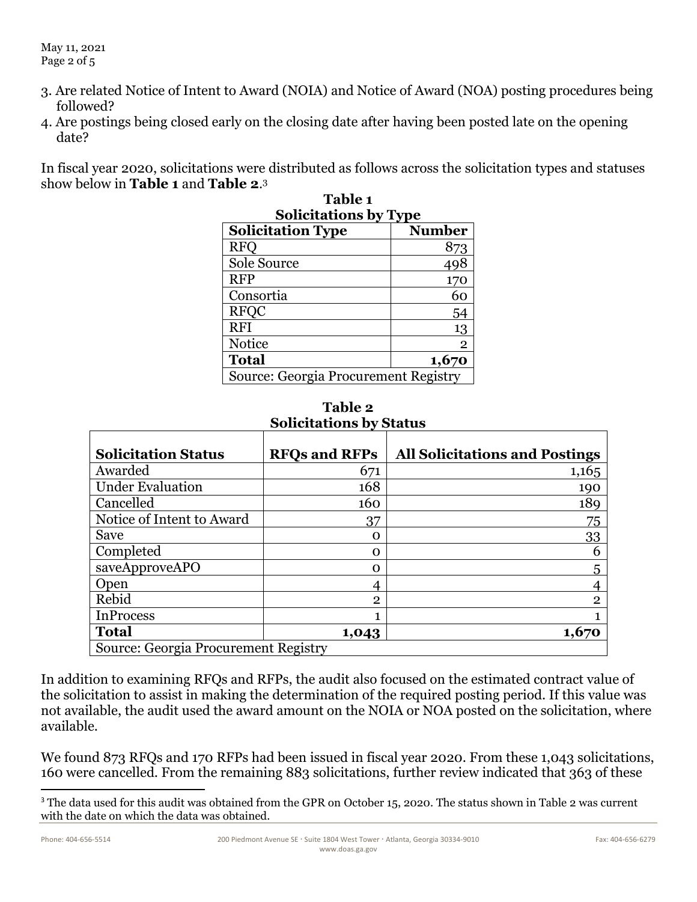3. Are related Notice of Intent to Award (NOIA) and Notice of Award (NOA) posting procedures being followed?
4. Are postings being closed early on the closing date after having been posted late on the opening date?

In fiscal year 2020, solicitations were distributed as follows across the solicitation types and statuses show below in **Table 1** and **Table 2**.[3]

**Table 1**
**Solicitations by Type**

| Solicitation Type | Number |
|---|---:|
| RFQ | 873 |
| Sole Source | 498 |
| RFP | 170 |
| Consortia | 60 |
| RFQC | 54 |
| RFI | 13 |
| Notice | 2 |
| **Total** | **1,670** |
| Source: Georgia Procurement Registry | |

**Table 2**
**Solicitations by Status**

| Solicitation Status | RFQs and RFPs | All Solicitations and Postings |
|---|---:|---:|
| Awarded | 671 | 1,165 |
| Under Evaluation | 168 | 190 |
| Cancelled | 160 | 189 |
| Notice of Intent to Award | 37 | 75 |
| Save | 0 | 33 |
| Completed | 0 | 6 |
| saveApproveAPO | 0 | 5 |
| Open | 4 | 4 |
| Rebid | 2 | 2 |
| InProcess | 1 | 1 |
| **Total** | **1,043** | **1,670** |
| Source: Georgia Procurement Registry | | |

In addition to examining RFQs and RFPs, the audit also focused on the estimated contract value of the solicitation to assist in making the determination of the required posting period. If this value was not available, the audit used the award amount on the NOIA or NOA posted on the solicitation, where available.

We found 873 RFQs and 170 RFPs had been issued in fiscal year 2020. From these 1,043 solicitations, 160 were cancelled. From the remaining 883 solicitations, further review indicated that 363 of these

[3] The data used for this audit was obtained from the GPR on October 15, 2020. The status shown in Table 2 was current with the date on which the data was obtained.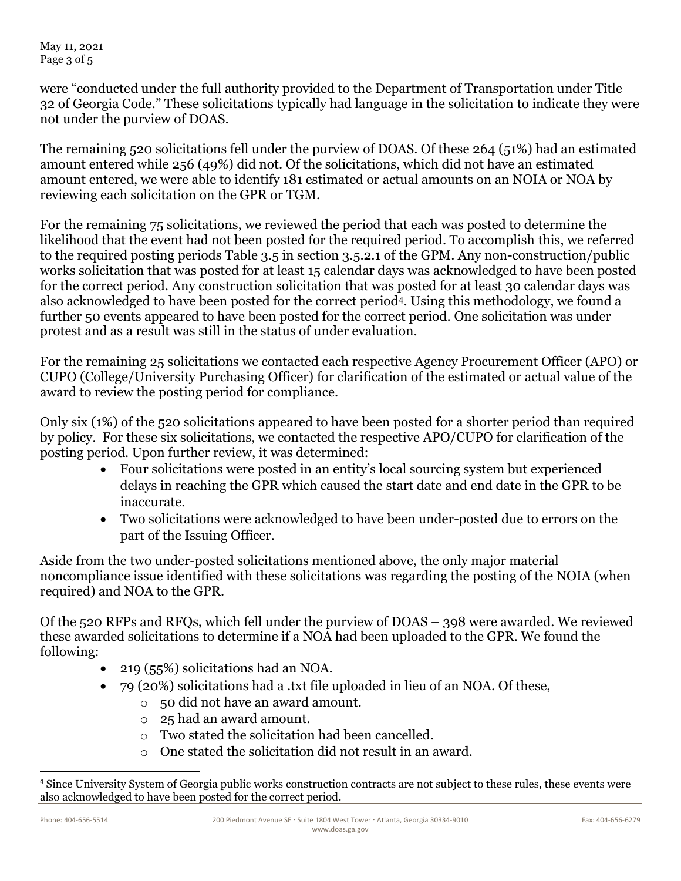were "conducted under the full authority provided to the Department of Transportation under Title 32 of Georgia Code." These solicitations typically had language in the solicitation to indicate they were not under the purview of DOAS.

The remaining 520 solicitations fell under the purview of DOAS. Of these 264 (51%) had an estimated amount entered while 256 (49%) did not. Of the solicitations, which did not have an estimated amount entered, we were able to identify 181 estimated or actual amounts on an NOIA or NOA by reviewing each solicitation on the GPR or TGM.

For the remaining 75 solicitations, we reviewed the period that each was posted to determine the likelihood that the event had not been posted for the required period. To accomplish this, we referred to the required posting periods Table 3.5 in section 3.5.2.1 of the GPM. Any non-construction/public works solicitation that was posted for at least 15 calendar days was acknowledged to have been posted for the correct period. Any construction solicitation that was posted for at least 30 calendar days was also acknowledged to have been posted for the correct period[4]. Using this methodology, we found a further 50 events appeared to have been posted for the correct period. One solicitation was under protest and as a result was still in the status of under evaluation.

For the remaining 25 solicitations we contacted each respective Agency Procurement Officer (APO) or CUPO (College/University Purchasing Officer) for clarification of the estimated or actual value of the award to review the posting period for compliance.

Only six (1%) of the 520 solicitations appeared to have been posted for a shorter period than required by policy. For these six solicitations, we contacted the respective APO/CUPO for clarification of the posting period. Upon further review, it was determined:

- Four solicitations were posted in an entity's local sourcing system but experienced delays in reaching the GPR which caused the start date and end date in the GPR to be inaccurate.
- Two solicitations were acknowledged to have been under-posted due to errors on the part of the Issuing Officer.

Aside from the two under-posted solicitations mentioned above, the only major material noncompliance issue identified with these solicitations was regarding the posting of the NOIA (when required) and NOA to the GPR.

Of the 520 RFPs and RFQs, which fell under the purview of DOAS – 398 were awarded. We reviewed these awarded solicitations to determine if a NOA had been uploaded to the GPR. We found the following:

- 219 (55%) solicitations had an NOA.
- 79 (20%) solicitations had a .txt file uploaded in lieu of an NOA. Of these,
  - 50 did not have an award amount.
  - 25 had an award amount.
  - Two stated the solicitation had been cancelled.
  - One stated the solicitation did not result in an award.

[4] Since University System of Georgia public works construction contracts are not subject to these rules, these events were also acknowledged to have been posted for the correct period.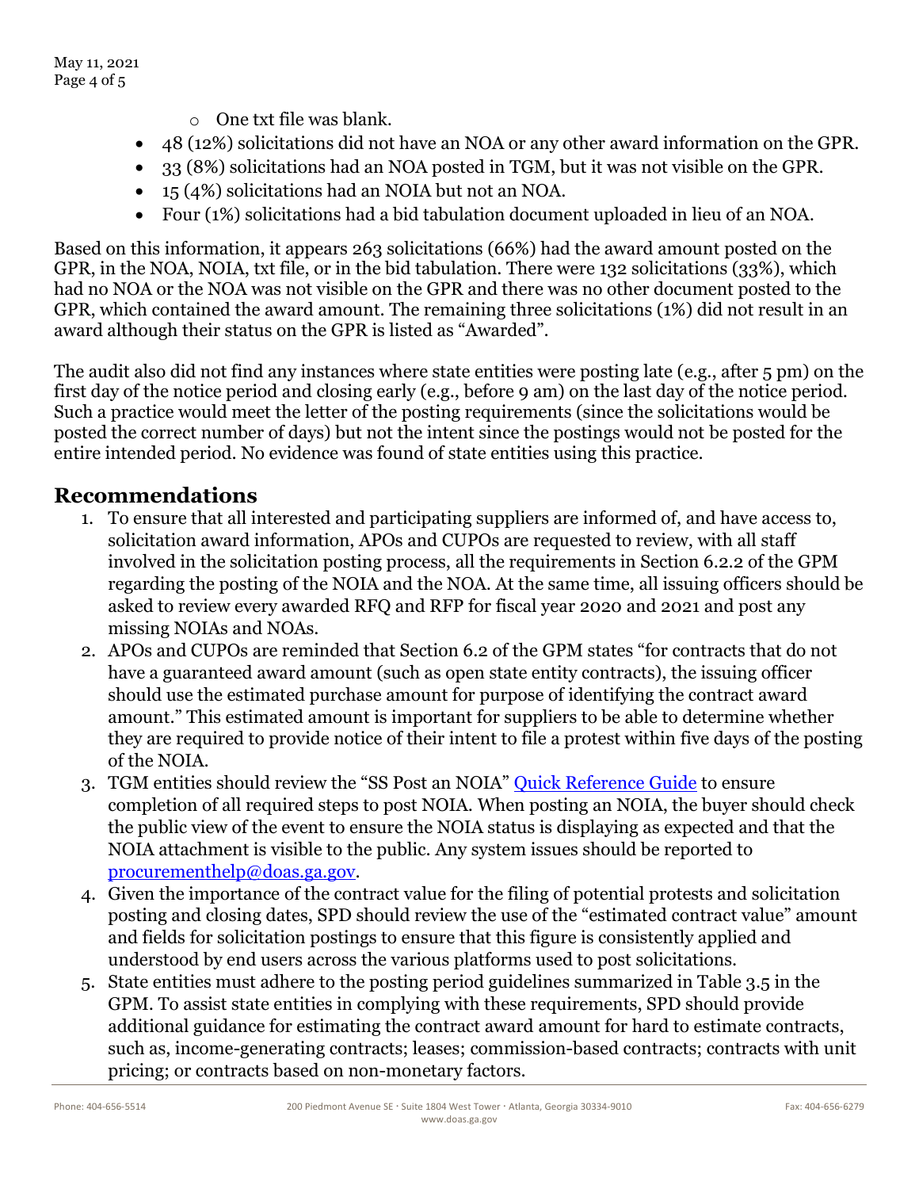- One txt file was blank.
- 48 (12%) solicitations did not have an NOA or any other award information on the GPR.
- 33 (8%) solicitations had an NOA posted in TGM, but it was not visible on the GPR.
- 15 (4%) solicitations had an NOIA but not an NOA.
- Four (1%) solicitations had a bid tabulation document uploaded in lieu of an NOA.

Based on this information, it appears 263 solicitations (66%) had the award amount posted on the GPR, in the NOA, NOIA, txt file, or in the bid tabulation. There were 132 solicitations (33%), which had no NOA or the NOA was not visible on the GPR and there was no other document posted to the GPR, which contained the award amount. The remaining three solicitations (1%) did not result in an award although their status on the GPR is listed as "Awarded".

The audit also did not find any instances where state entities were posting late (e.g., after 5 pm) on the first day of the notice period and closing early (e.g., before 9 am) on the last day of the notice period. Such a practice would meet the letter of the posting requirements (since the solicitations would be posted the correct number of days) but not the intent since the postings would not be posted for the entire intended period. No evidence was found of state entities using this practice.

## Recommendations

1. To ensure that all interested and participating suppliers are informed of, and have access to, solicitation award information, APOs and CUPOs are requested to review, with all staff involved in the solicitation posting process, all the requirements in Section 6.2.2 of the GPM regarding the posting of the NOIA and the NOA. At the same time, all issuing officers should be asked to review every awarded RFQ and RFP for fiscal year 2020 and 2021 and post any missing NOIAs and NOAs.
2. APOs and CUPOs are reminded that Section 6.2 of the GPM states "for contracts that do not have a guaranteed award amount (such as open state entity contracts), the issuing officer should use the estimated purchase amount for purpose of identifying the contract award amount." This estimated amount is important for suppliers to be able to determine whether they are required to provide notice of their intent to file a protest within five days of the posting of the NOIA.
3. TGM entities should review the "SS Post an NOIA" Quick Reference Guide to ensure completion of all required steps to post NOIA. When posting an NOIA, the buyer should check the public view of the event to ensure the NOIA status is displaying as expected and that the NOIA attachment is visible to the public. Any system issues should be reported to procurementhelp@doas.ga.gov.
4. Given the importance of the contract value for the filing of potential protests and solicitation posting and closing dates, SPD should review the use of the "estimated contract value" amount and fields for solicitation postings to ensure that this figure is consistently applied and understood by end users across the various platforms used to post solicitations.
5. State entities must adhere to the posting period guidelines summarized in Table 3.5 in the GPM. To assist state entities in complying with these requirements, SPD should provide additional guidance for estimating the contract award amount for hard to estimate contracts, such as, income-generating contracts; leases; commission-based contracts; contracts with unit pricing; or contracts based on non-monetary factors.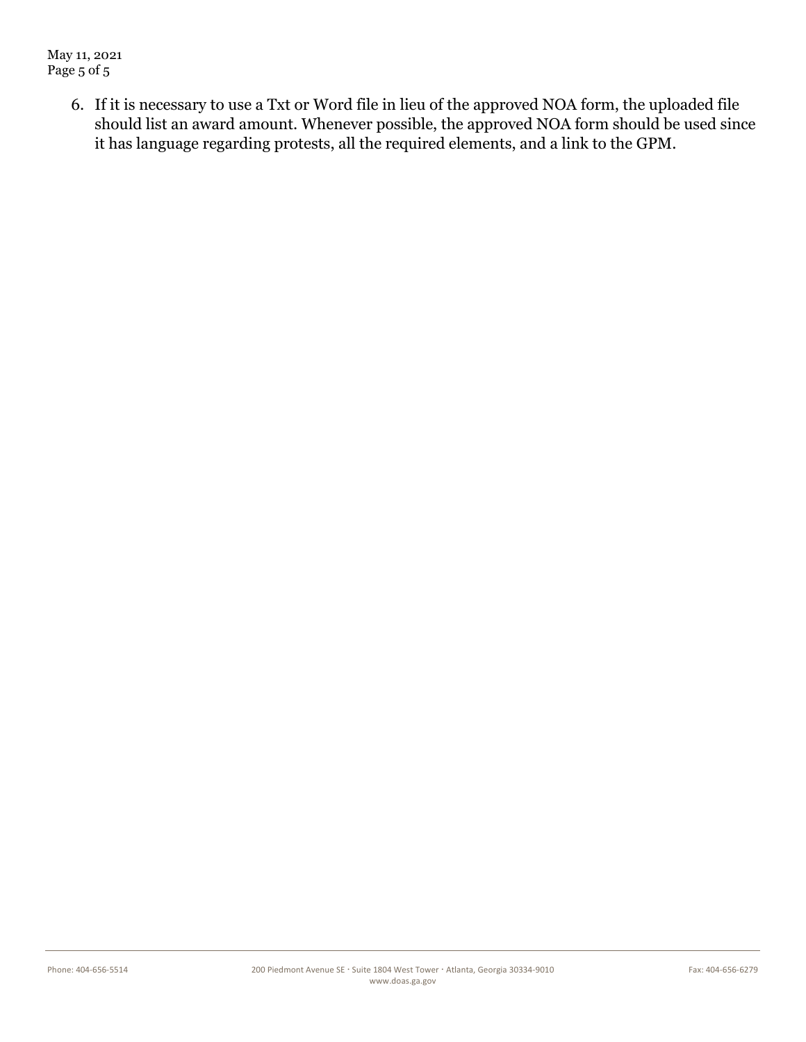6. If it is necessary to use a Txt or Word file in lieu of the approved NOA form, the uploaded file should list an award amount. Whenever possible, the approved NOA form should be used since it has language regarding protests, all the required elements, and a link to the GPM.